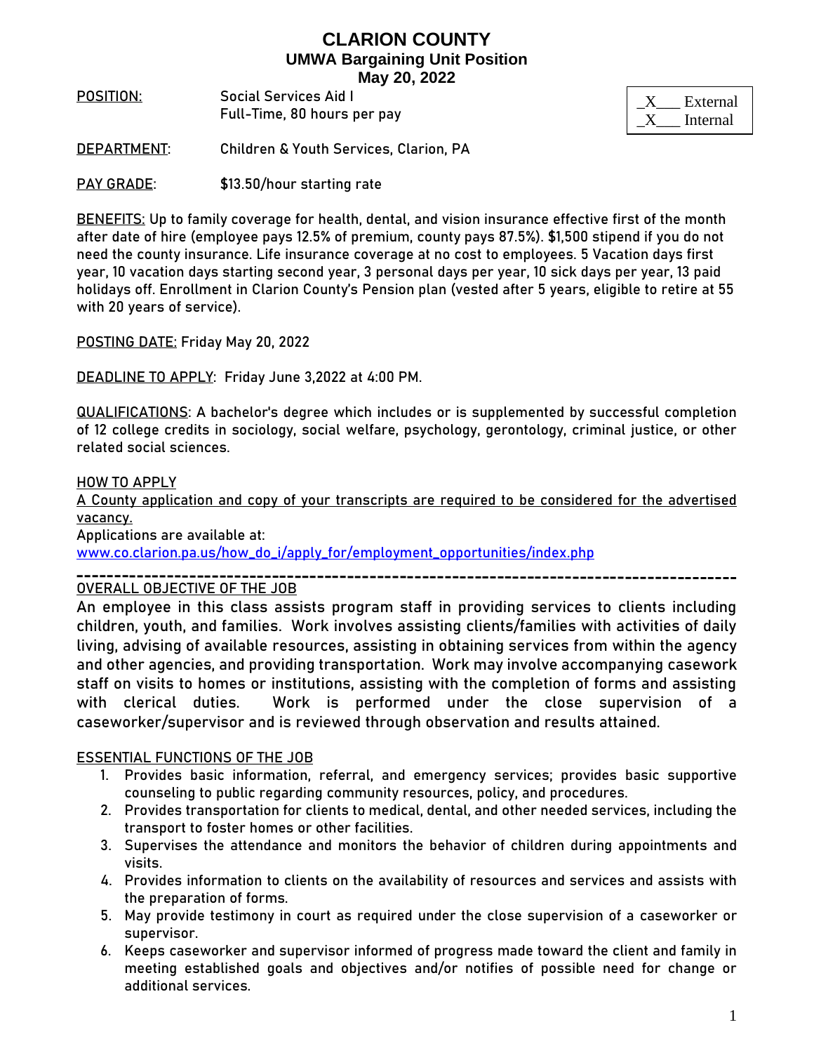# CLARION COUNTY
## UMWA Bargaining Unit Position
## May 20, 2022

| | |
|---|---|
| _X___ External | |
| _X___ Internal | |

**POSITION:** Social Services Aid I
Full-Time, 80 hours per pay

**DEPARTMENT:** Children & Youth Services, Clarion, PA

**PAY GRADE:** $13.50/hour starting rate

**BENEFITS:** Up to family coverage for health, dental, and vision insurance effective first of the month after date of hire (employee pays 12.5% of premium, county pays 87.5%). $1,500 stipend if you do not need the county insurance. Life insurance coverage at no cost to employees. 5 Vacation days first year, 10 vacation days starting second year, 3 personal days per year, 10 sick days per year, 13 paid holidays off. Enrollment in Clarion County's Pension plan (vested after 5 years, eligible to retire at 55 with 20 years of service).

**POSTING DATE:** Friday May 20, 2022

**DEADLINE TO APPLY:** Friday June 3,2022 at 4:00 PM.

**QUALIFICATIONS:** A bachelor's degree which includes or is supplemented by successful completion of 12 college credits in sociology, social welfare, psychology, gerontology, criminal justice, or other related social sciences.

**HOW TO APPLY**

A County application and copy of your transcripts are required to be considered for the advertised vacancy.

Applications are available at:
www.co.clarion.pa.us/how_do_i/apply_for/employment_opportunities/index.php

---

**OVERALL OBJECTIVE OF THE JOB**

An employee in this class assists program staff in providing services to clients including children, youth, and families. Work involves assisting clients/families with activities of daily living, advising of available resources, assisting in obtaining services from within the agency and other agencies, and providing transportation. Work may involve accompanying casework staff on visits to homes or institutions, assisting with the completion of forms and assisting with clerical duties. Work is performed under the close supervision of a caseworker/supervisor and is reviewed through observation and results attained.

**ESSENTIAL FUNCTIONS OF THE JOB**

1. Provides basic information, referral, and emergency services; provides basic supportive counseling to public regarding community resources, policy, and procedures.
2. Provides transportation for clients to medical, dental, and other needed services, including the transport to foster homes or other facilities.
3. Supervises the attendance and monitors the behavior of children during appointments and visits.
4. Provides information to clients on the availability of resources and services and assists with the preparation of forms.
5. May provide testimony in court as required under the close supervision of a caseworker or supervisor.
6. Keeps caseworker and supervisor informed of progress made toward the client and family in meeting established goals and objectives and/or notifies of possible need for change or additional services.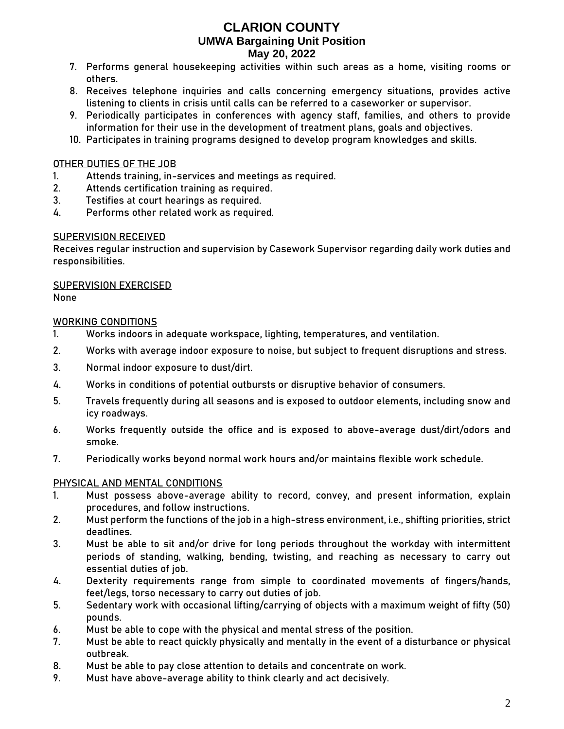7. Performs general housekeeping activities within such areas as a home, visiting rooms or others.
8. Receives telephone inquiries and calls concerning emergency situations, provides active listening to clients in crisis until calls can be referred to a caseworker or supervisor.
9. Periodically participates in conferences with agency staff, families, and others to provide information for their use in the development of treatment plans, goals and objectives.
10. Participates in training programs designed to develop program knowledges and skills.

## OTHER DUTIES OF THE JOB

1. Attends training, in-services and meetings as required.
2. Attends certification training as required.
3. Testifies at court hearings as required.
4. Performs other related work as required.

## SUPERVISION RECEIVED

Receives regular instruction and supervision by Casework Supervisor regarding daily work duties and responsibilities.

## SUPERVISION EXERCISED

None

## WORKING CONDITIONS

1. Works indoors in adequate workspace, lighting, temperatures, and ventilation.
2. Works with average indoor exposure to noise, but subject to frequent disruptions and stress.
3. Normal indoor exposure to dust/dirt.
4. Works in conditions of potential outbursts or disruptive behavior of consumers.
5. Travels frequently during all seasons and is exposed to outdoor elements, including snow and icy roadways.
6. Works frequently outside the office and is exposed to above-average dust/dirt/odors and smoke.
7. Periodically works beyond normal work hours and/or maintains flexible work schedule.

## PHYSICAL AND MENTAL CONDITIONS

1. Must possess above-average ability to record, convey, and present information, explain procedures, and follow instructions.
2. Must perform the functions of the job in a high-stress environment, i.e., shifting priorities, strict deadlines.
3. Must be able to sit and/or drive for long periods throughout the workday with intermittent periods of standing, walking, bending, twisting, and reaching as necessary to carry out essential duties of job.
4. Dexterity requirements range from simple to coordinated movements of fingers/hands, feet/legs, torso necessary to carry out duties of job.
5. Sedentary work with occasional lifting/carrying of objects with a maximum weight of fifty (50) pounds.
6. Must be able to cope with the physical and mental stress of the position.
7. Must be able to react quickly physically and mentally in the event of a disturbance or physical outbreak.
8. Must be able to pay close attention to details and concentrate on work.
9. Must have above-average ability to think clearly and act decisively.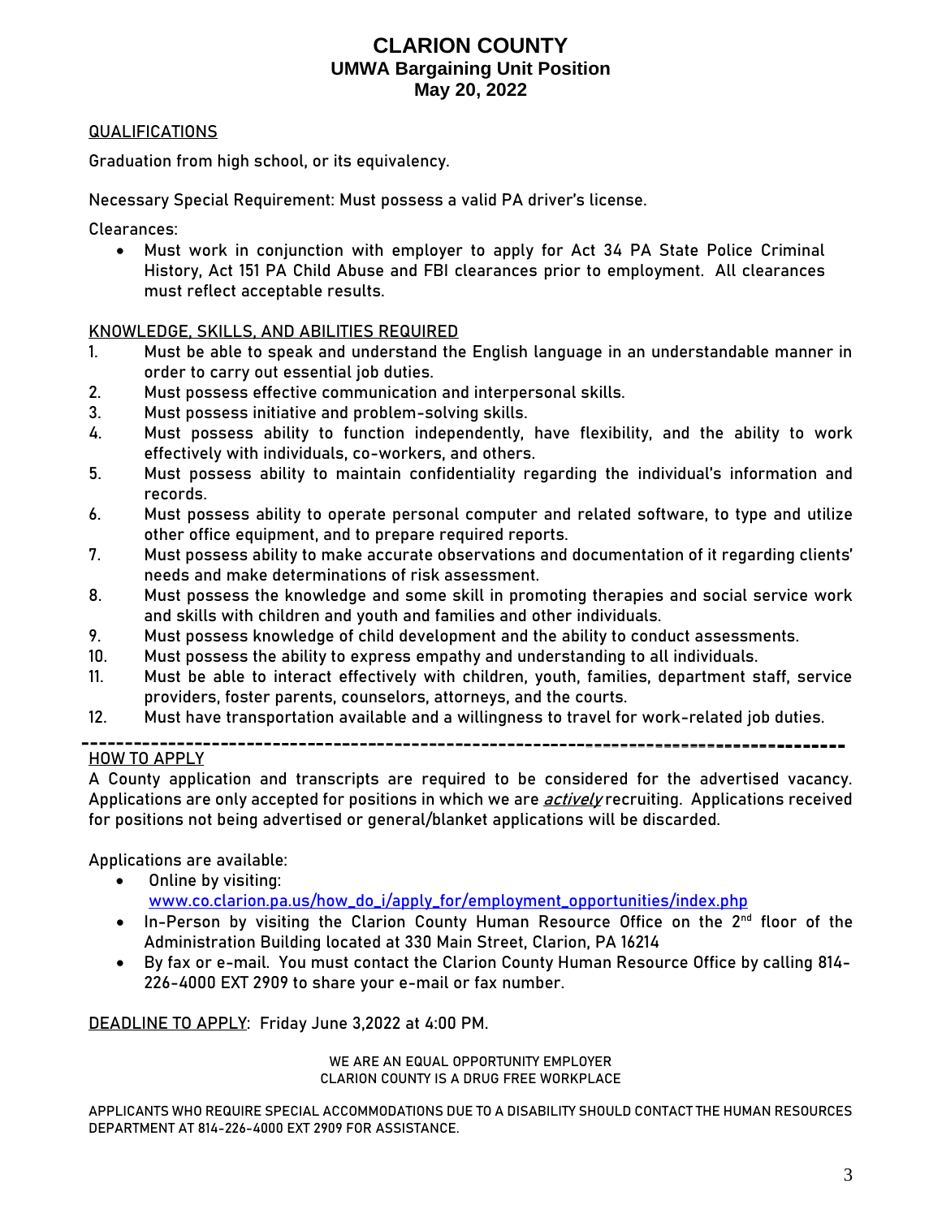# CLARION COUNTY

## UMWA Bargaining Unit Position

## May 20, 2022

QUALIFICATIONS

Graduation from high school, or its equivalency.

Necessary Special Requirement: Must possess a valid PA driver's license.

Clearances:

- Must work in conjunction with employer to apply for Act 34 PA State Police Criminal History, Act 151 PA Child Abuse and FBI clearances prior to employment. All clearances must reflect acceptable results.

KNOWLEDGE, SKILLS, AND ABILITIES REQUIRED

1. Must be able to speak and understand the English language in an understandable manner in order to carry out essential job duties.
2. Must possess effective communication and interpersonal skills.
3. Must possess initiative and problem-solving skills.
4. Must possess ability to function independently, have flexibility, and the ability to work effectively with individuals, co-workers, and others.
5. Must possess ability to maintain confidentiality regarding the individual's information and records.
6. Must possess ability to operate personal computer and related software, to type and utilize other office equipment, and to prepare required reports.
7. Must possess ability to make accurate observations and documentation of it regarding clients' needs and make determinations of risk assessment.
8. Must possess the knowledge and some skill in promoting therapies and social service work and skills with children and youth and families and other individuals.
9. Must possess knowledge of child development and the ability to conduct assessments.
10. Must possess the ability to express empathy and understanding to all individuals.
11. Must be able to interact effectively with children, youth, families, department staff, service providers, foster parents, counselors, attorneys, and the courts.
12. Must have transportation available and a willingness to travel for work-related job duties.

---

HOW TO APPLY

A County application and transcripts are required to be considered for the advertised vacancy. Applications are only accepted for positions in which we are ***actively*** recruiting. Applications received for positions not being advertised or general/blanket applications will be discarded.

Applications are available:

- Online by visiting: www.co.clarion.pa.us/how_do_i/apply_for/employment_opportunities/index.php
- In-Person by visiting the Clarion County Human Resource Office on the 2nd floor of the Administration Building located at 330 Main Street, Clarion, PA 16214
- By fax or e-mail. You must contact the Clarion County Human Resource Office by calling 814-226-4000 EXT 2909 to share your e-mail or fax number.

DEADLINE TO APPLY: Friday June 3,2022 at 4:00 PM.

WE ARE AN EQUAL OPPORTUNITY EMPLOYER
CLARION COUNTY IS A DRUG FREE WORKPLACE

APPLICANTS WHO REQUIRE SPECIAL ACCOMMODATIONS DUE TO A DISABILITY SHOULD CONTACT THE HUMAN RESOURCES DEPARTMENT AT 814-226-4000 EXT 2909 FOR ASSISTANCE.